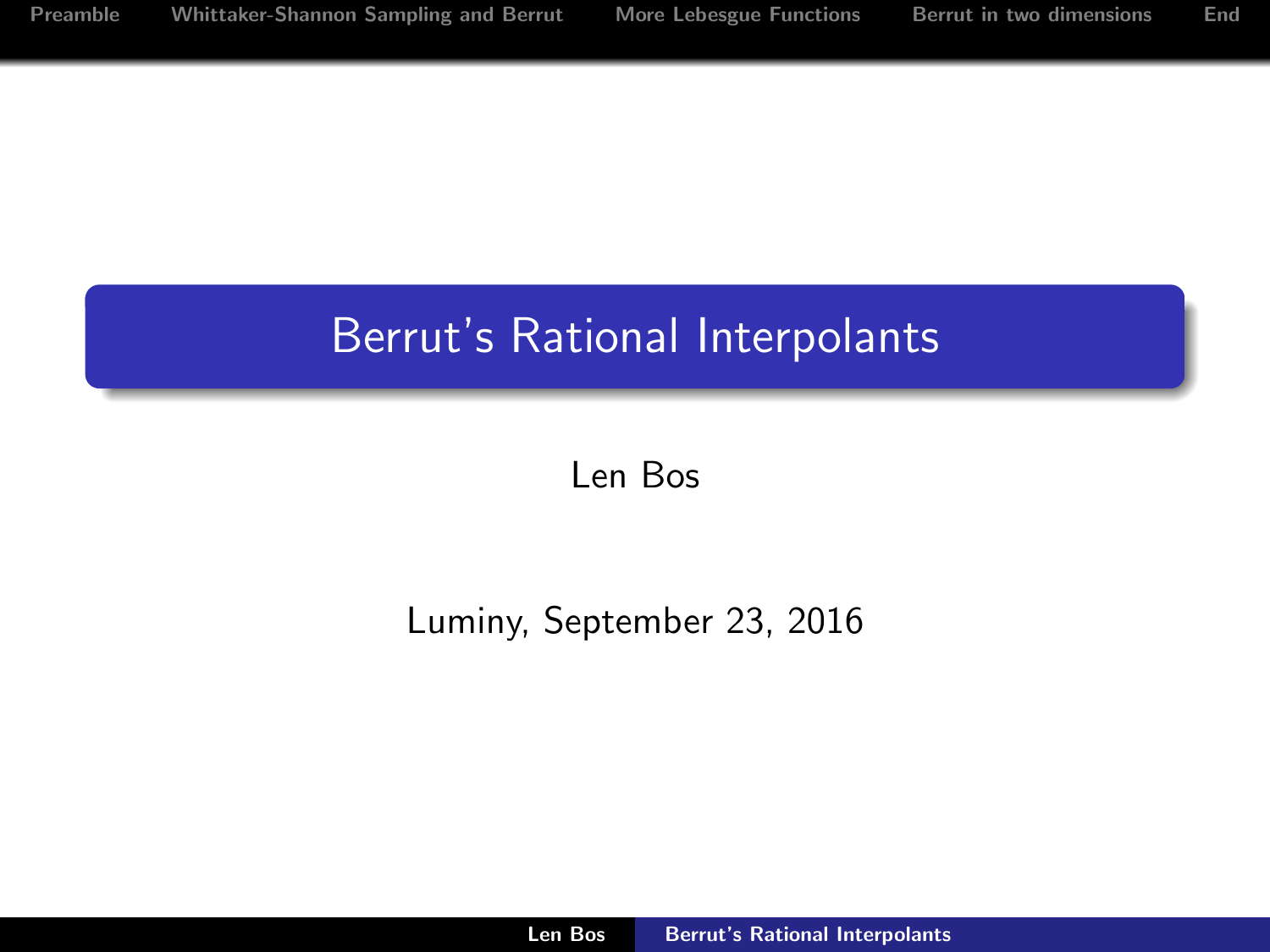# Berrut's Rational Interpolants

Len Bos

Luminy, September 23, 2016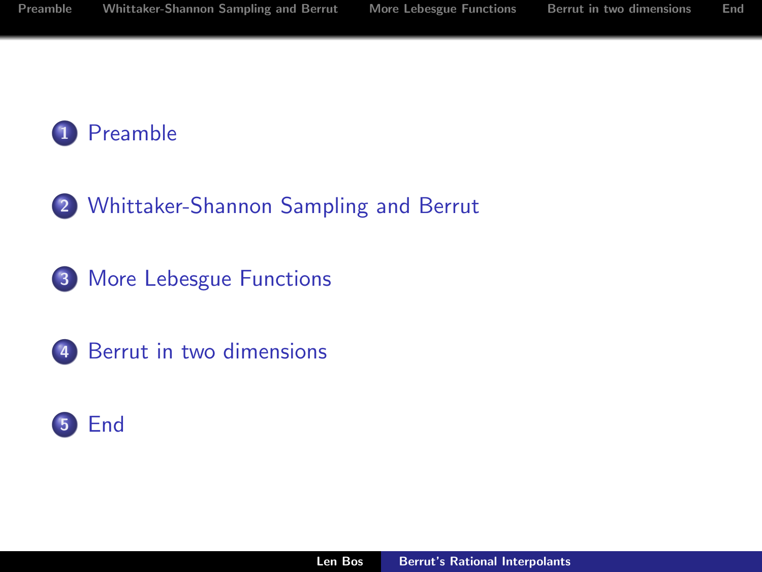1. Preamble
2. Whittaker-Shannon Sampling and Berrut
3. More Lebesgue Functions
4. Berrut in two dimensions
5. End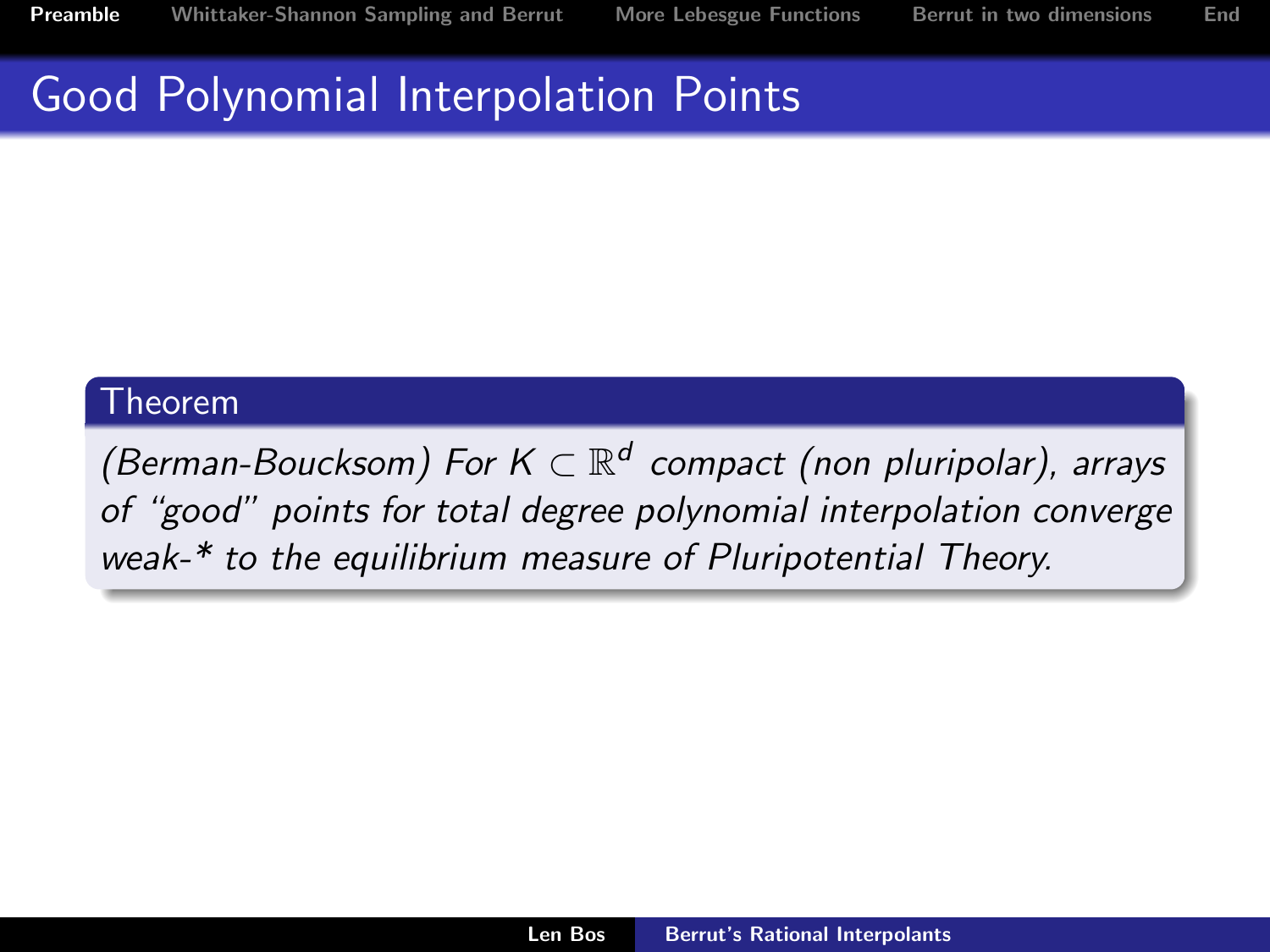# Good Polynomial Interpolation Points

**Theorem**

*(Berman-Boucksom) For $K \subset \mathbb{R}^d$ compact (non pluripolar), arrays of "good" points for total degree polynomial interpolation converge weak-\* to the equilibrium measure of Pluripotential Theory.*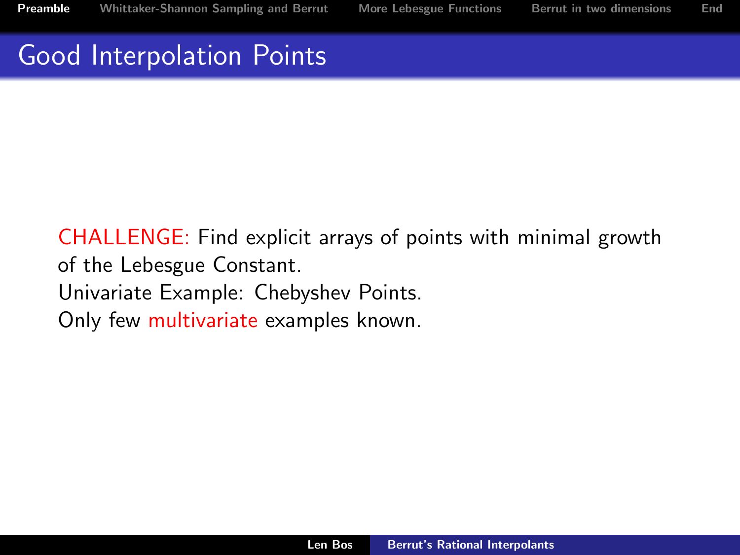# Good Interpolation Points

CHALLENGE: Find explicit arrays of points with minimal growth of the Lebesgue Constant.
Univariate Example: Chebyshev Points.
Only few multivariate examples known.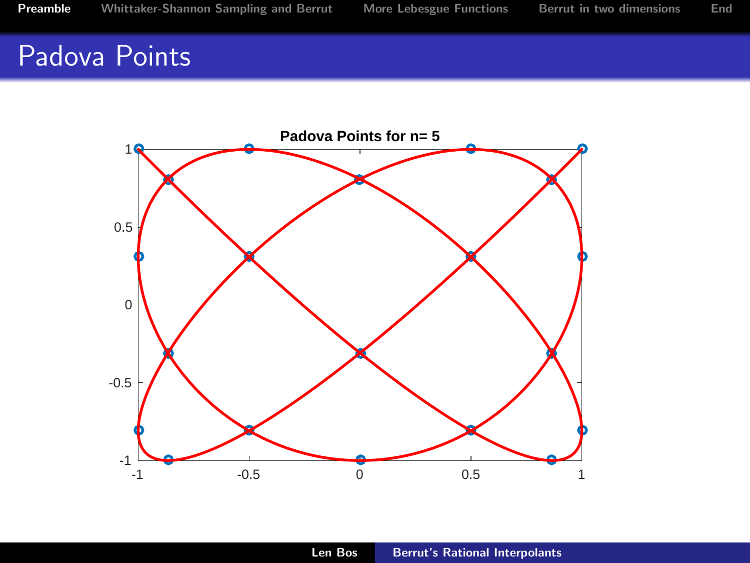# Padova Points

**Padova Points for n= 5**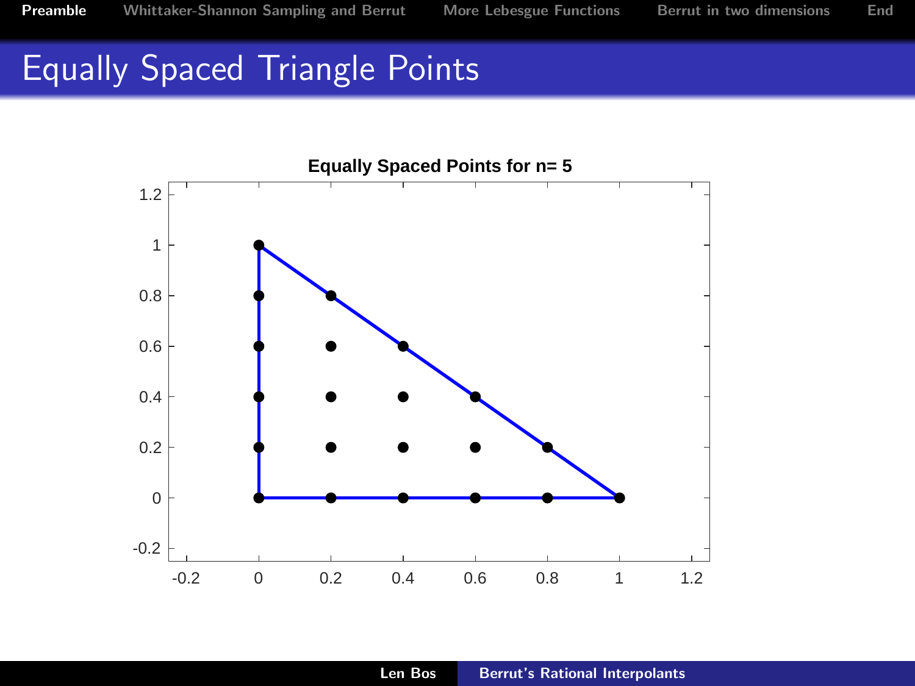# Equally Spaced Triangle Points

**Equally Spaced Points for n= 5**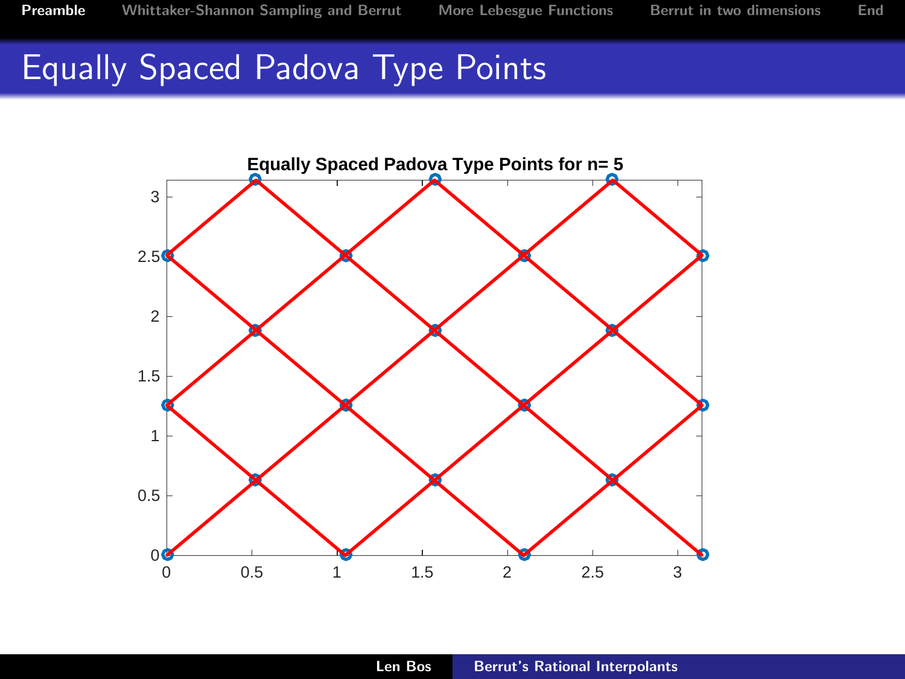# Equally Spaced Padova Type Points

**Equally Spaced Padova Type Points for n= 5**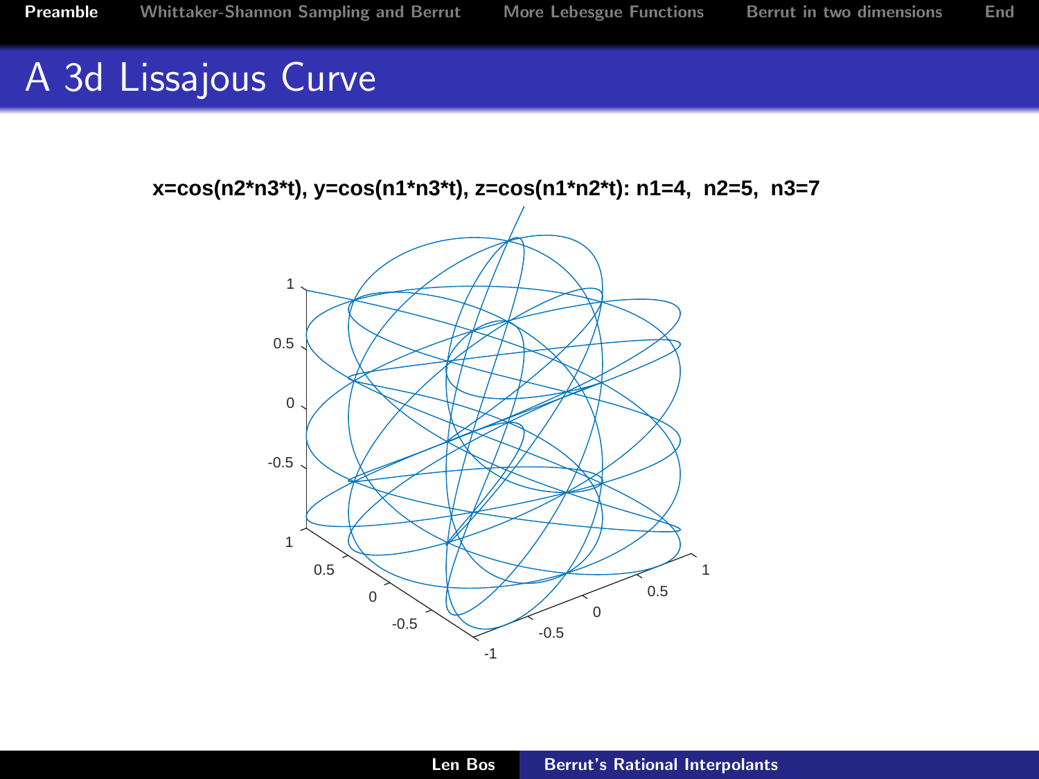# A 3d Lissajous Curve

**x=cos(n2*n3*t), y=cos(n1*n3*t), z=cos(n1*n2*t): n1=4, n2=5, n3=7**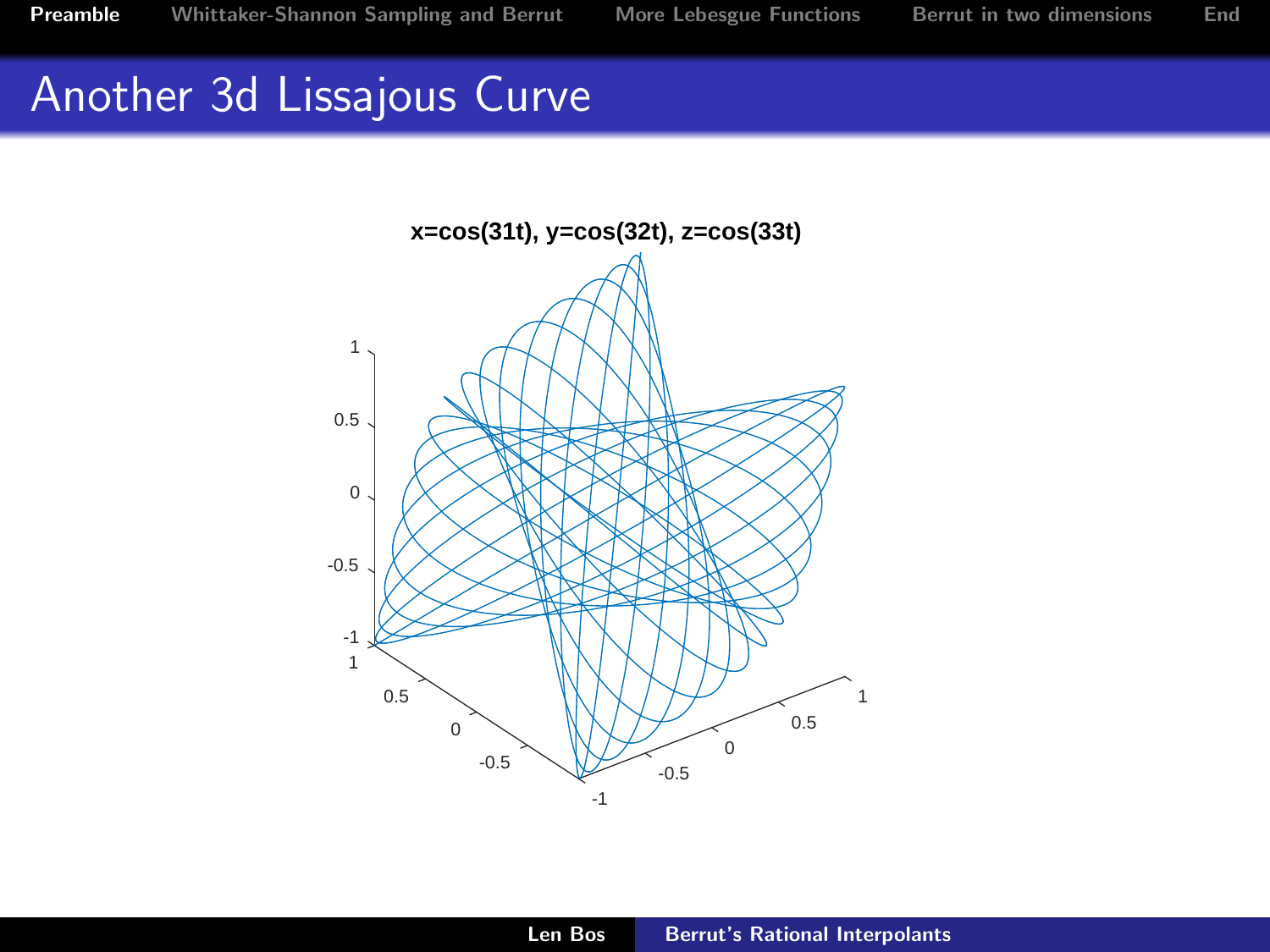# Another 3d Lissajous Curve

x=cos(31t), y=cos(32t), z=cos(33t)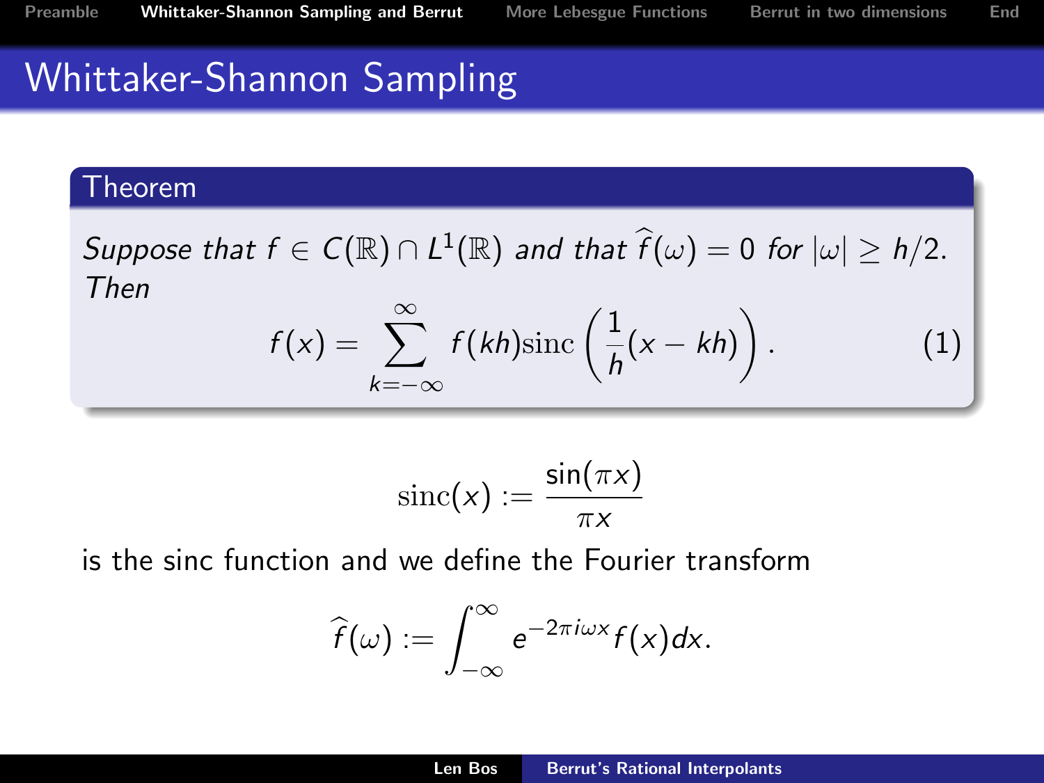# Whittaker-Shannon Sampling

**Theorem**

*Suppose that $f \in C(\mathbb{R}) \cap L^1(\mathbb{R})$ and that $\widehat{f}(\omega) = 0$ for $|\omega| \geq h/2$. Then*

$$f(x) = \sum_{k=-\infty}^{\infty} f(kh)\mathrm{sinc}\left(\frac{1}{h}(x - kh)\right). \tag{1}$$

$$\mathrm{sinc}(x) := \frac{\sin(\pi x)}{\pi x}$$

is the sinc function and we define the Fourier transform

$$\widehat{f}(\omega) := \int_{-\infty}^{\infty} e^{-2\pi i \omega x} f(x) dx.$$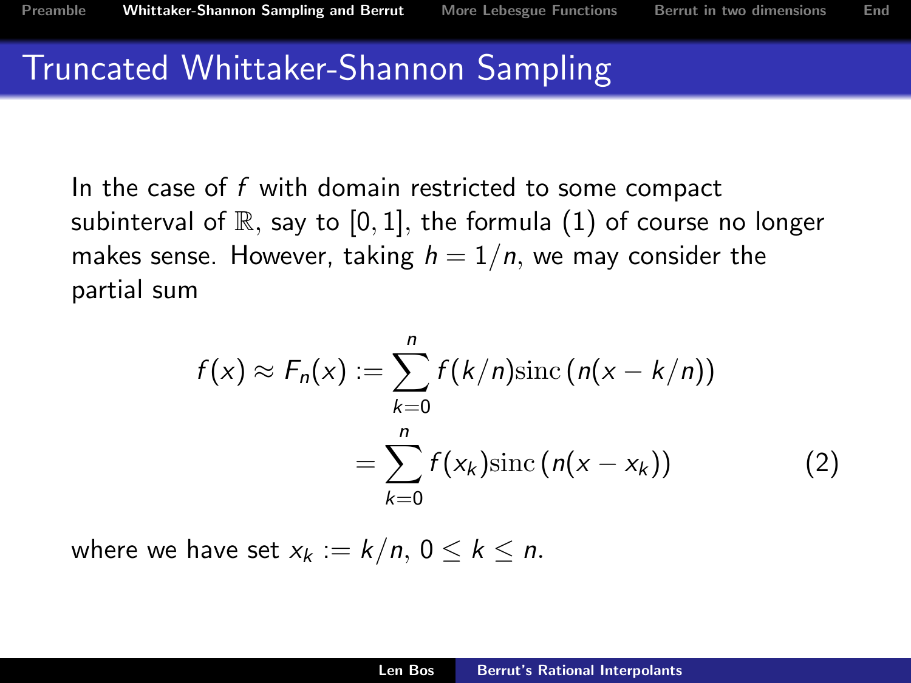# Truncated Whittaker-Shannon Sampling

In the case of $f$ with domain restricted to some compact subinterval of $\mathbb{R}$, say to $[0,1]$, the formula (1) of course no longer makes sense. However, taking $h = 1/n$, we may consider the partial sum

$$
\begin{aligned}
f(x) \approx F_n(x) &:= \sum_{k=0}^{n} f(k/n)\mathrm{sinc}\,(n(x-k/n)) \\
&= \sum_{k=0}^{n} f(x_k)\mathrm{sinc}\,(n(x-x_k)) \qquad (2)
\end{aligned}
$$

where we have set $x_k := k/n$, $0 \le k \le n$.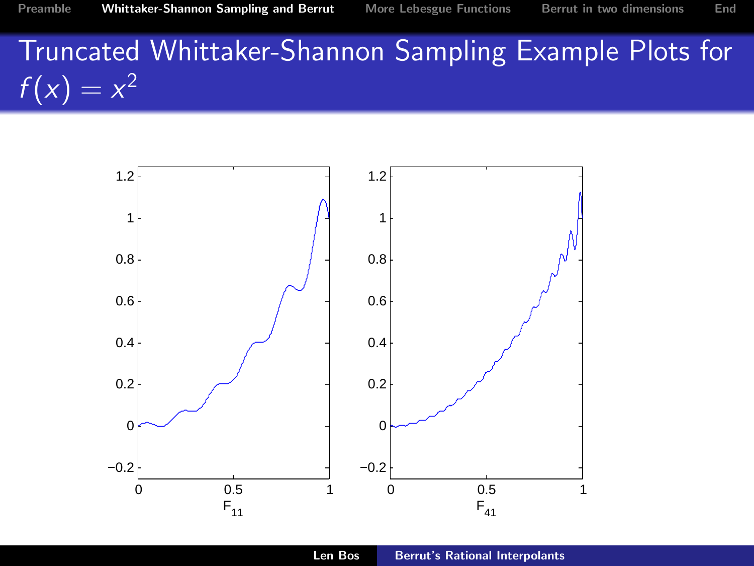# Truncated Whittaker-Shannon Sampling Example Plots for $f(x) = x^2$

$F_{11}$

$F_{41}$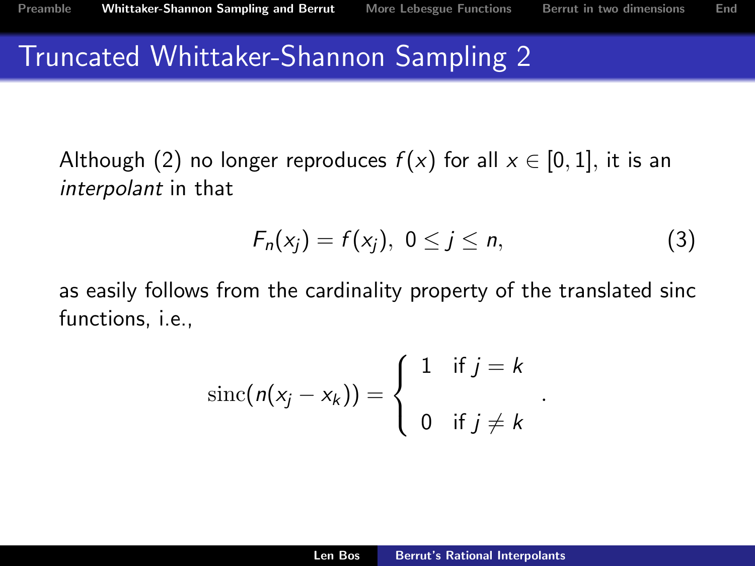# Truncated Whittaker-Shannon Sampling 2

Although (2) no longer reproduces $f(x)$ for all $x \in [0,1]$, it is an *interpolant* in that

$$F_n(x_j) = f(x_j),\ 0 \le j \le n, \tag{3}$$

as easily follows from the cardinality property of the translated sinc functions, i.e.,

$$\operatorname{sinc}(n(x_j - x_k)) = \begin{cases} 1 & \text{if } j = k \\ 0 & \text{if } j \neq k \end{cases}.$$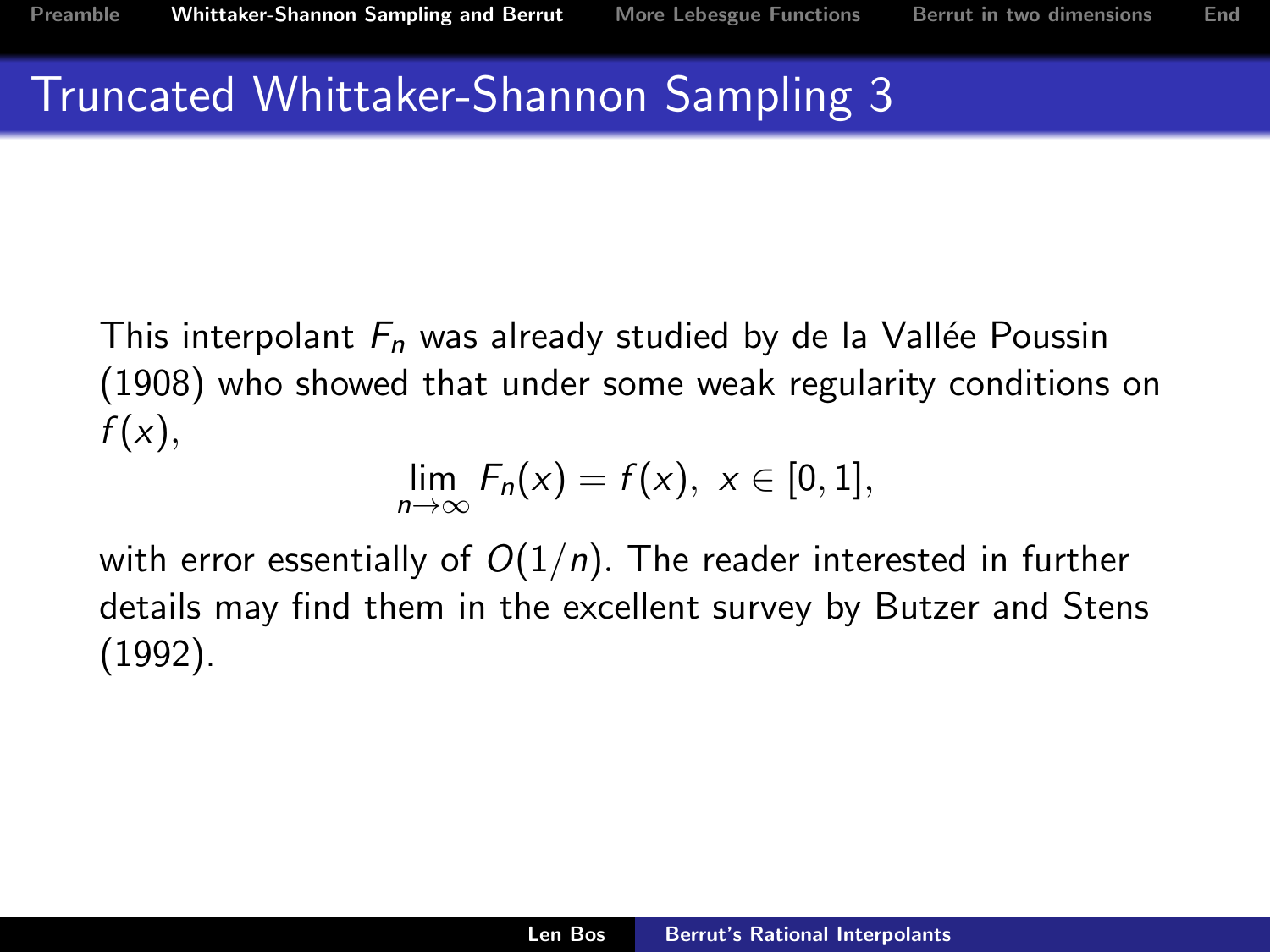# Truncated Whittaker-Shannon Sampling 3

This interpolant $F_n$ was already studied by de la Vallée Poussin (1908) who showed that under some weak regularity conditions on $f(x)$,

$$\lim_{n\to\infty} F_n(x) = f(x),\ x \in [0,1],$$

with error essentially of $O(1/n)$. The reader interested in further details may find them in the excellent survey by Butzer and Stens (1992).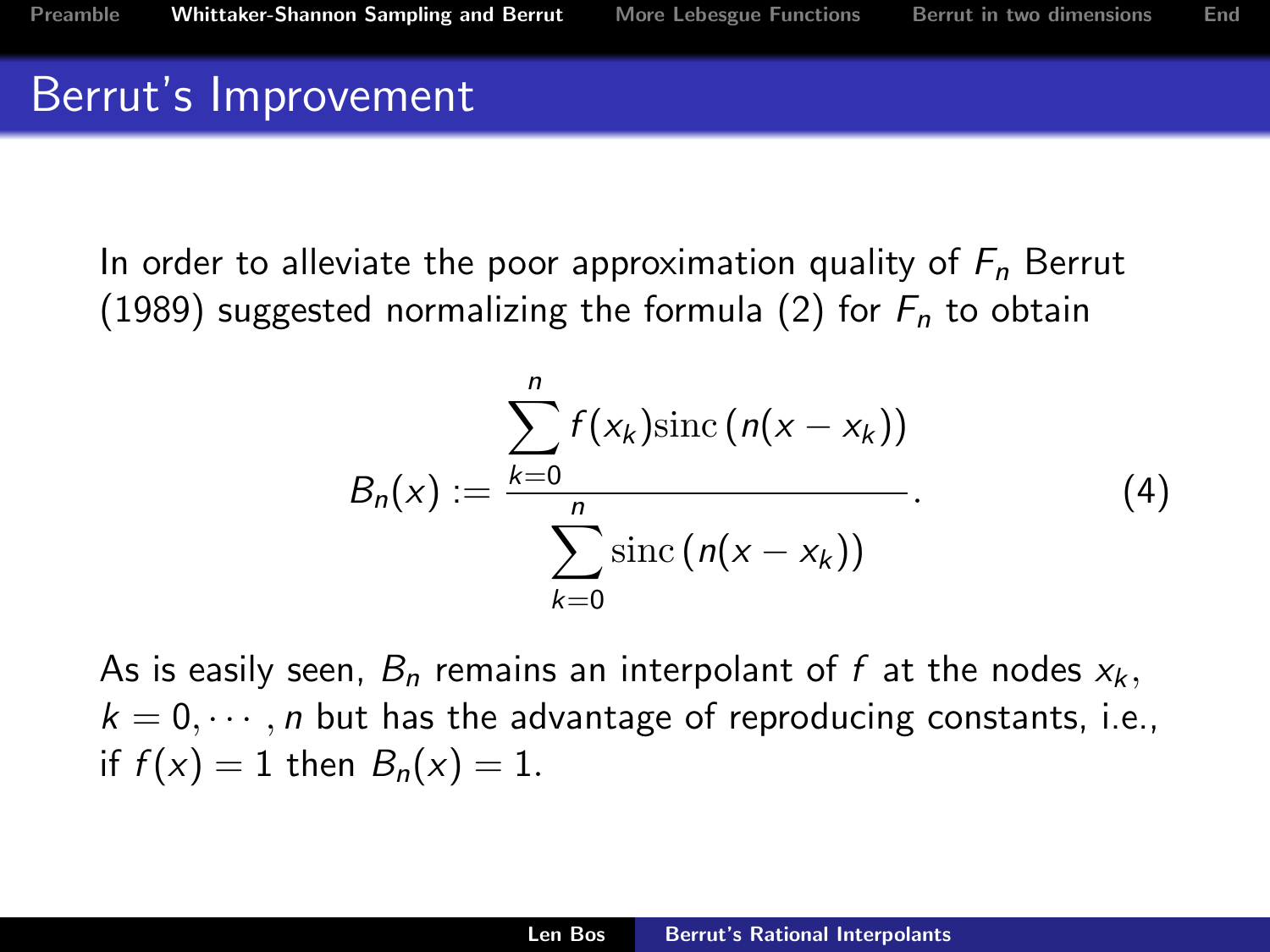# Berrut's Improvement

In order to alleviate the poor approximation quality of $F_n$ Berrut (1989) suggested normalizing the formula (2) for $F_n$ to obtain

$$B_n(x) := \frac{\displaystyle\sum_{k=0}^{n} f(x_k)\mathrm{sinc}\,(n(x-x_k))}{\displaystyle\sum_{k=0}^{n} \mathrm{sinc}\,(n(x-x_k))}. \tag{4}$$

As is easily seen, $B_n$ remains an interpolant of $f$ at the nodes $x_k$, $k = 0, \cdots, n$ but has the advantage of reproducing constants, i.e., if $f(x) = 1$ then $B_n(x) = 1$.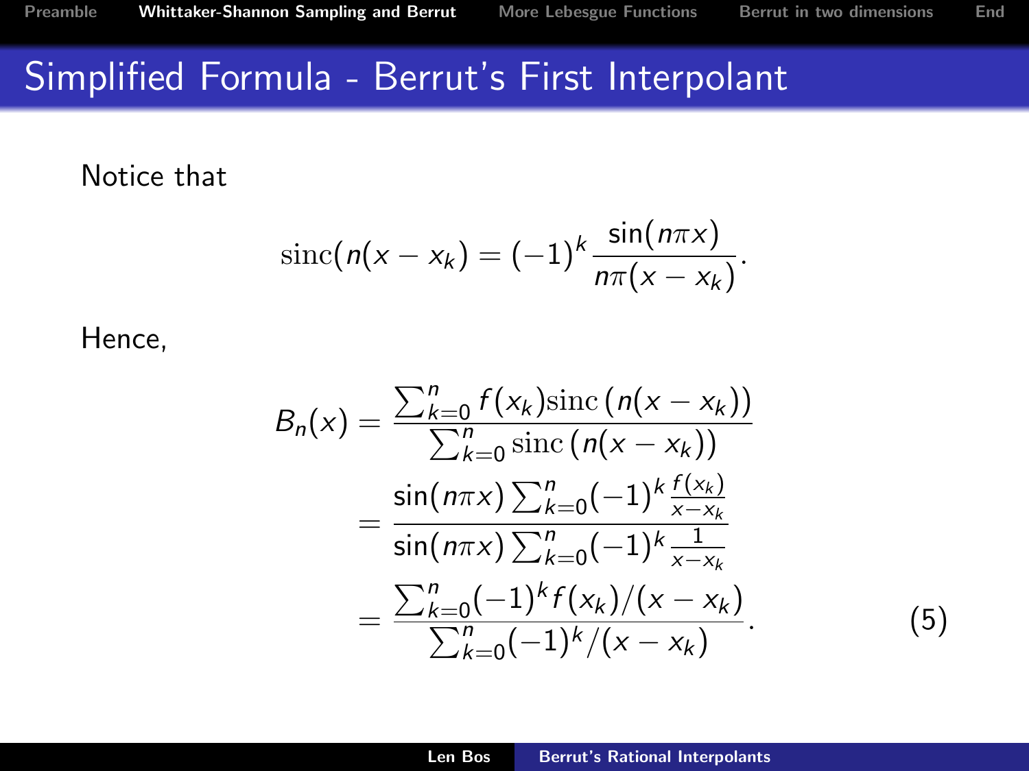# Simplified Formula - Berrut's First Interpolant

Notice that

$$\mathrm{sinc}(n(x - x_k) = (-1)^k \frac{\sin(n\pi x)}{n\pi(x - x_k)}.$$

Hence,

$$\begin{aligned}
B_n(x) &= \frac{\sum_{k=0}^{n} f(x_k)\mathrm{sinc}\left(n(x - x_k)\right)}{\sum_{k=0}^{n} \mathrm{sinc}\left(n(x - x_k)\right)} \\
&= \frac{\sin(n\pi x)\sum_{k=0}^{n}(-1)^k \frac{f(x_k)}{x - x_k}}{\sin(n\pi x)\sum_{k=0}^{n}(-1)^k \frac{1}{x - x_k}} \\
&= \frac{\sum_{k=0}^{n}(-1)^k f(x_k)/(x - x_k)}{\sum_{k=0}^{n}(-1)^k/(x - x_k)}. \qquad (5)
\end{aligned}$$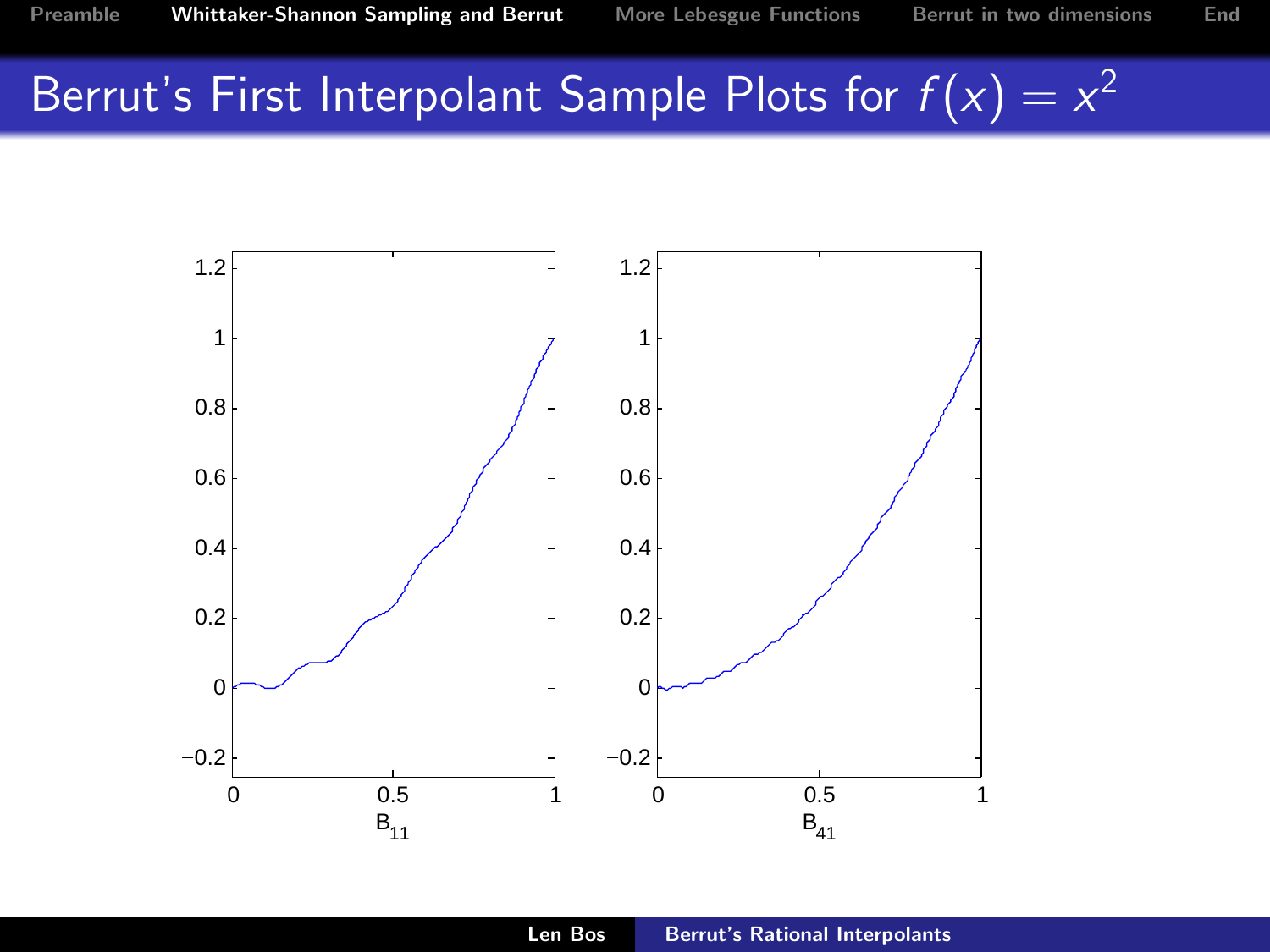# Berrut's First Interpolant Sample Plots for $f(x) = x^2$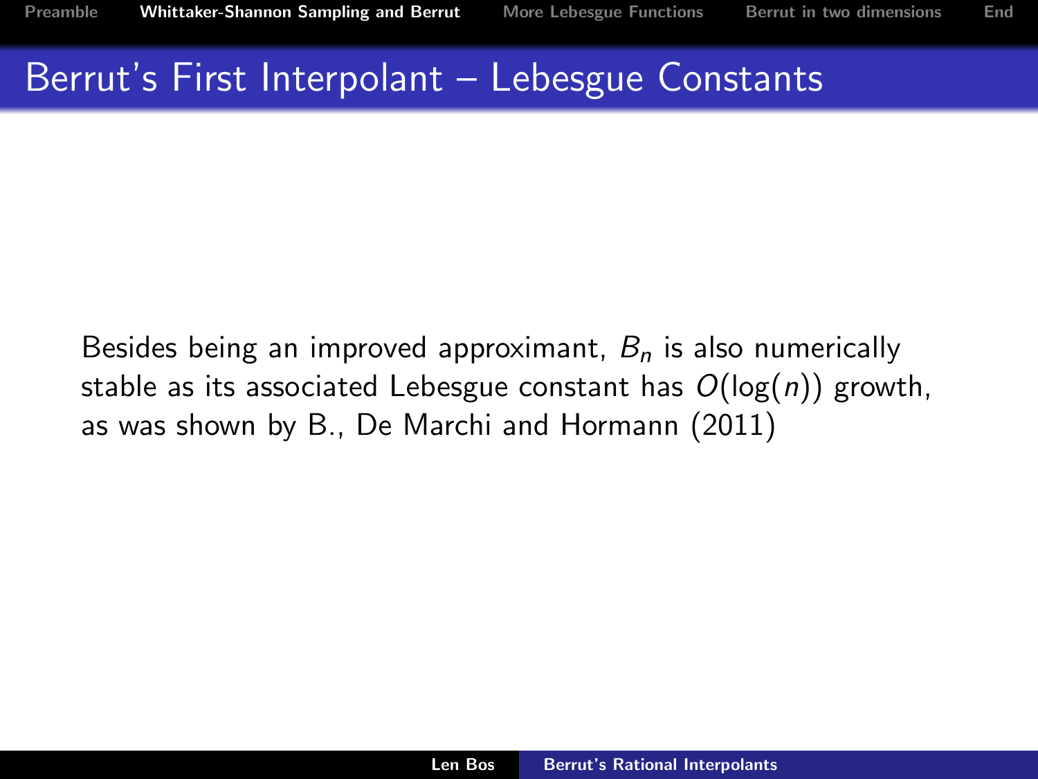## Berrut's First Interpolant – Lebesgue Constants

Besides being an improved approximant, $B_n$ is also numerically stable as its associated Lebesgue constant has $O(\log(n))$ growth, as was shown by B., De Marchi and Hormann (2011)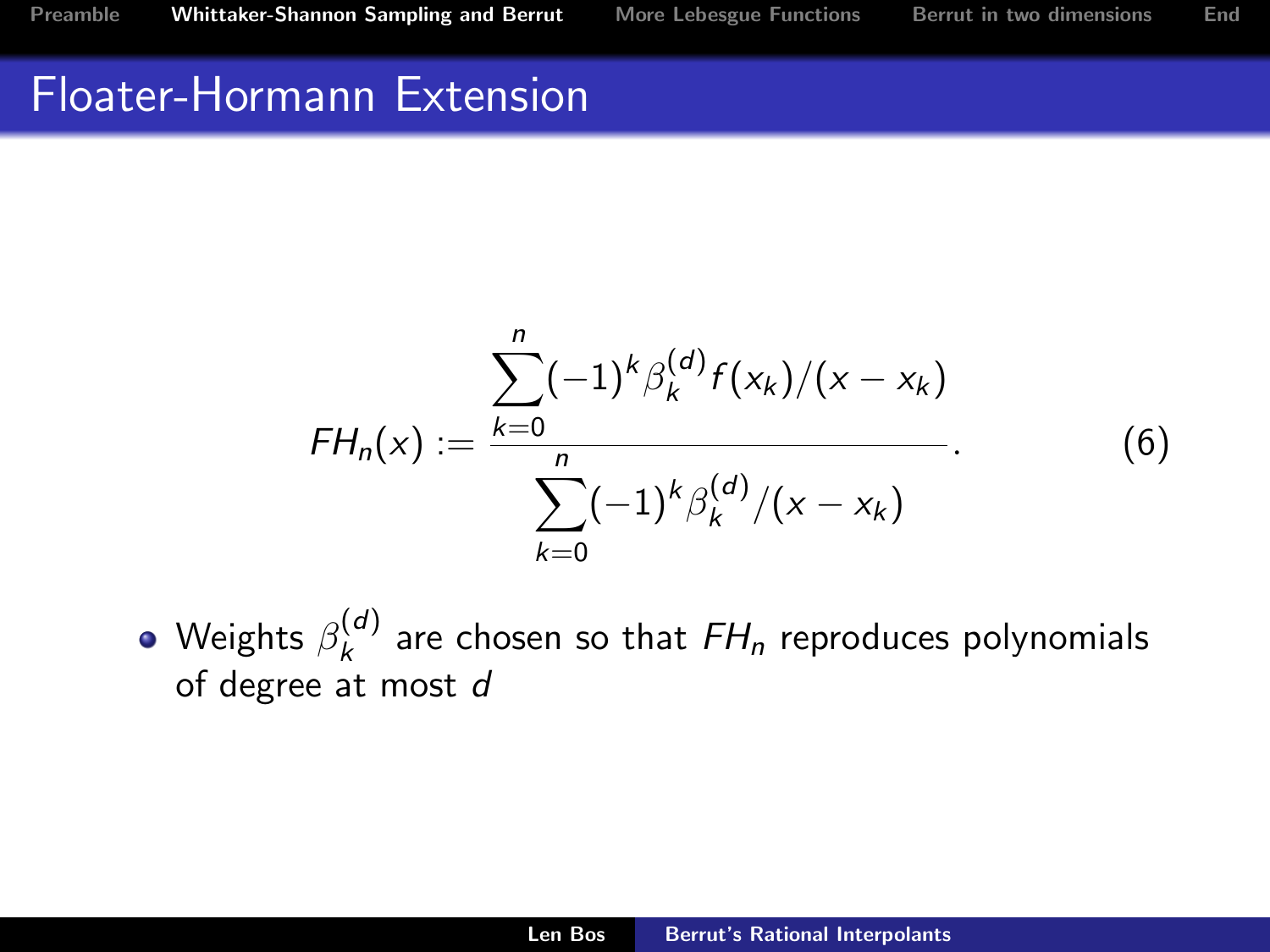# Floater-Hormann Extension

$$FH_n(x) := \frac{\sum_{k=0}^{n} (-1)^k \beta_k^{(d)} f(x_k)/(x - x_k)}{\sum_{k=0}^{n} (-1)^k \beta_k^{(d)}/(x - x_k)}. \tag{6}$$

- Weights $\beta_k^{(d)}$ are chosen so that $FH_n$ reproduces polynomials of degree at most $d$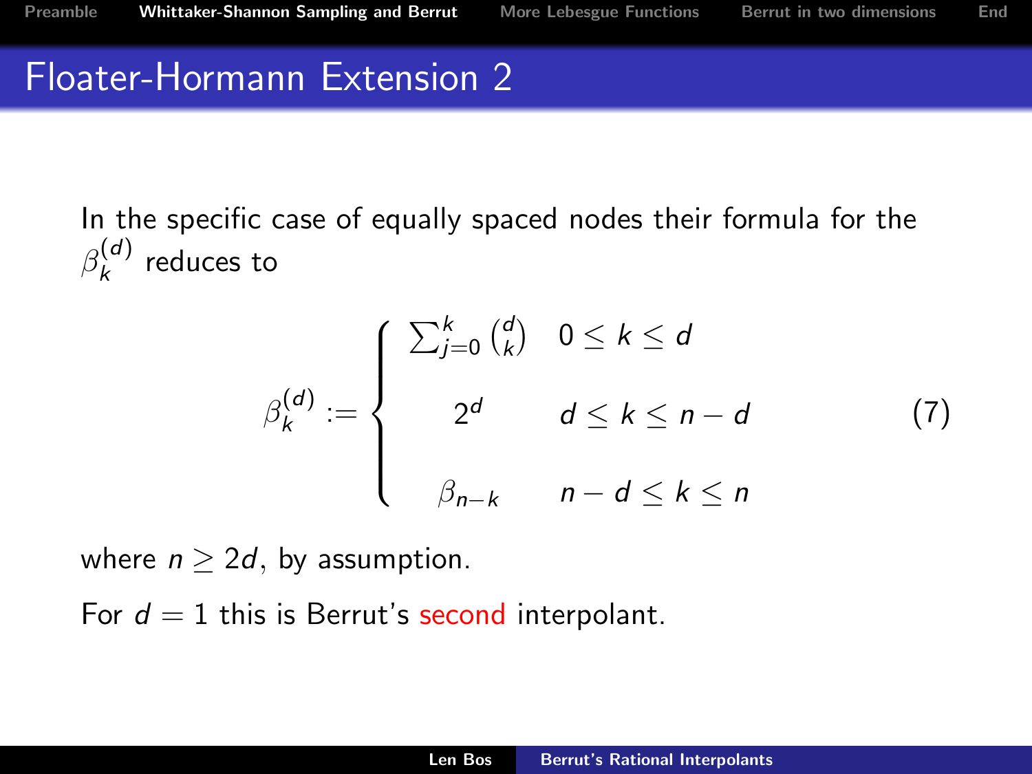# Floater-Hormann Extension 2

In the specific case of equally spaced nodes their formula for the $\beta_k^{(d)}$ reduces to

$$
\beta_k^{(d)} := \begin{cases} \sum_{j=0}^{k} \binom{d}{k} & 0 \le k \le d \\ 2^d & d \le k \le n-d \\ \beta_{n-k} & n-d \le k \le n \end{cases} \tag{7}
$$

where $n \ge 2d$, by assumption.

For $d = 1$ this is Berrut's second interpolant.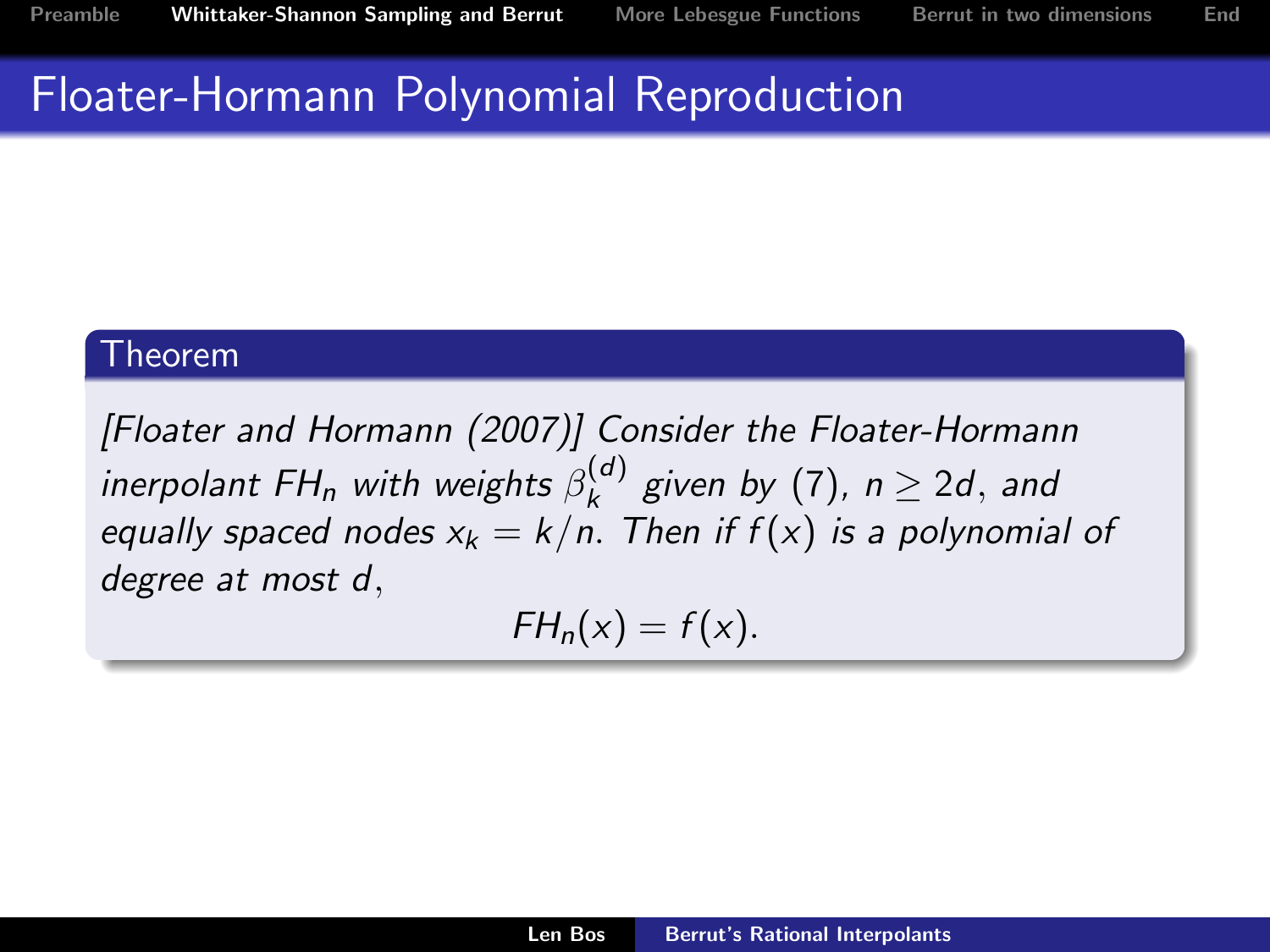# Floater-Hormann Polynomial Reproduction

**Theorem**

*[Floater and Hormann (2007)] Consider the Floater-Hormann inerpolant $FH_n$ with weights $\beta_k^{(d)}$ given by (7), $n \geq 2d$, and equally spaced nodes $x_k = k/n$. Then if $f(x)$ is a polynomial of degree at most $d$,*

$$FH_n(x) = f(x).$$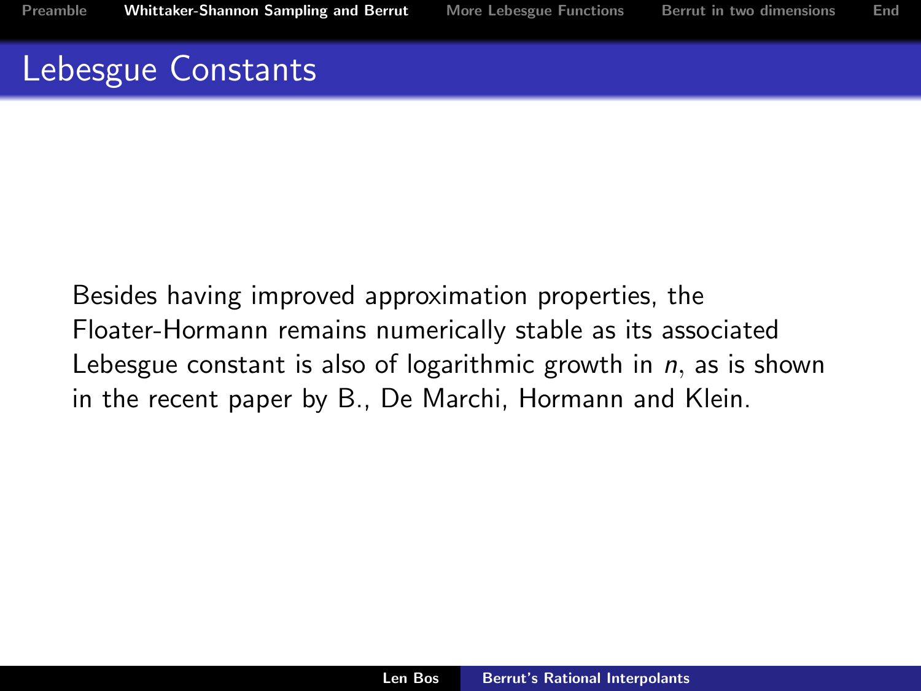# Lebesgue Constants

Besides having improved approximation properties, the Floater-Hormann remains numerically stable as its associated Lebesgue constant is also of logarithmic growth in $n$, as is shown in the recent paper by B., De Marchi, Hormann and Klein.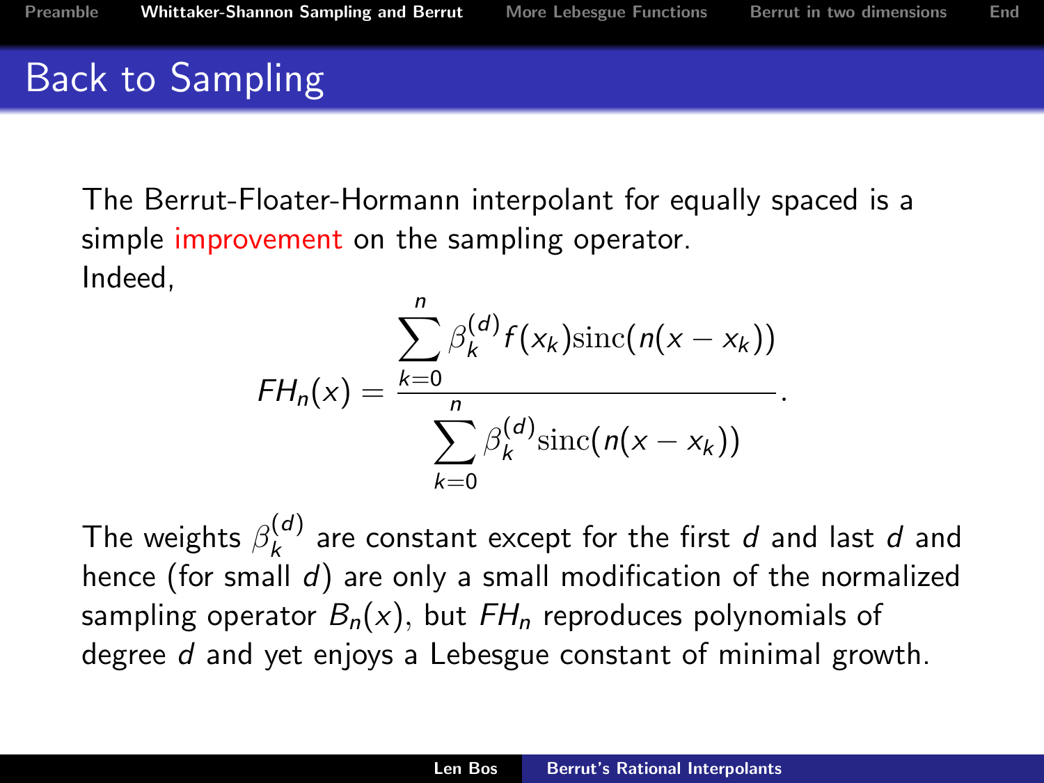## Back to Sampling

The Berrut-Floater-Hormann interpolant for equally spaced is a simple improvement on the sampling operator.
Indeed,

$$FH_n(x) = \frac{\displaystyle\sum_{k=0}^{n} \beta_k^{(d)} f(x_k)\mathrm{sinc}(n(x-x_k))}{\displaystyle\sum_{k=0}^{n} \beta_k^{(d)} \mathrm{sinc}(n(x-x_k))}.$$

The weights $\beta_k^{(d)}$ are constant except for the first $d$ and last $d$ and hence (for small $d$) are only a small modification of the normalized sampling operator $B_n(x)$, but $FH_n$ reproduces polynomials of degree $d$ and yet enjoys a Lebesgue constant of minimal growth.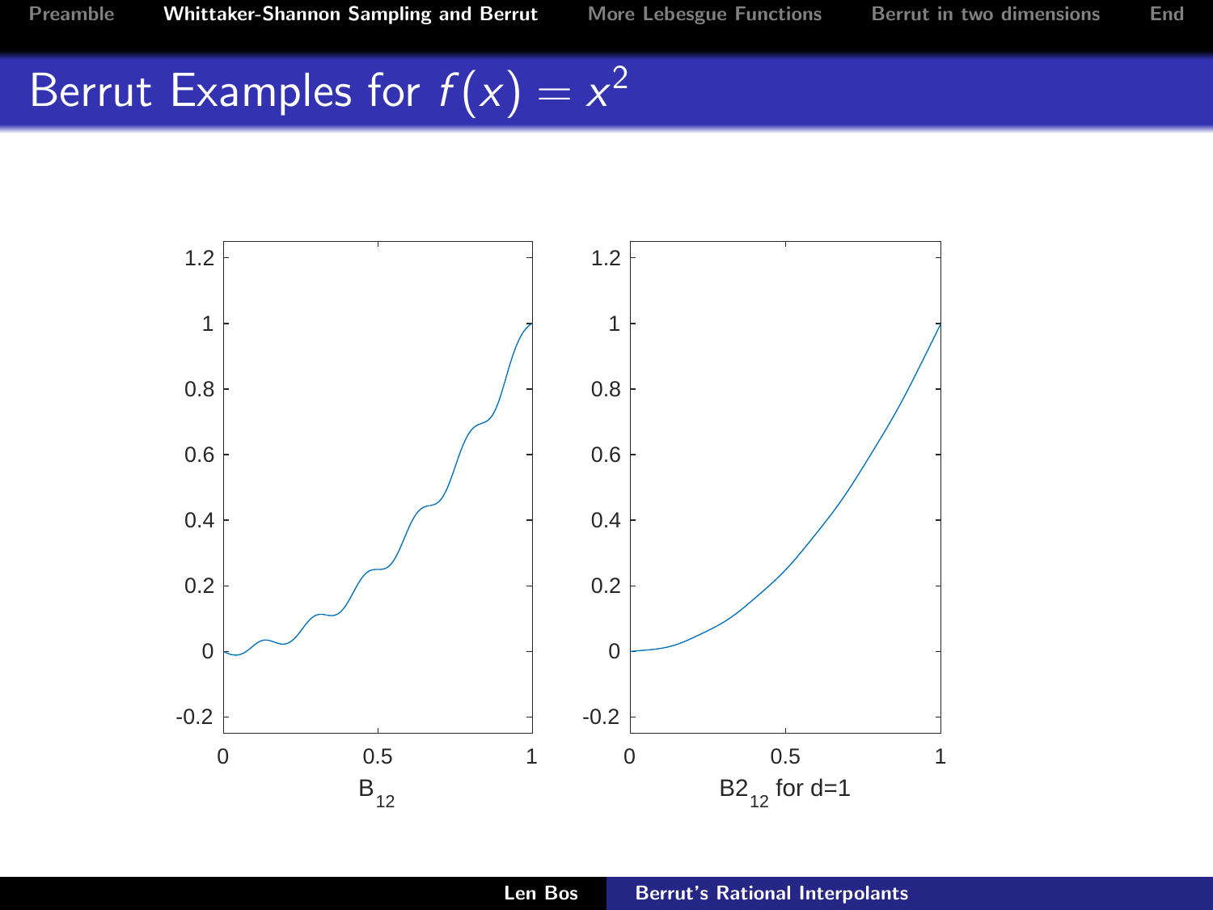# Berrut Examples for $f(x) = x^2$

$B_{12}$

$B2_{12}$ for d=1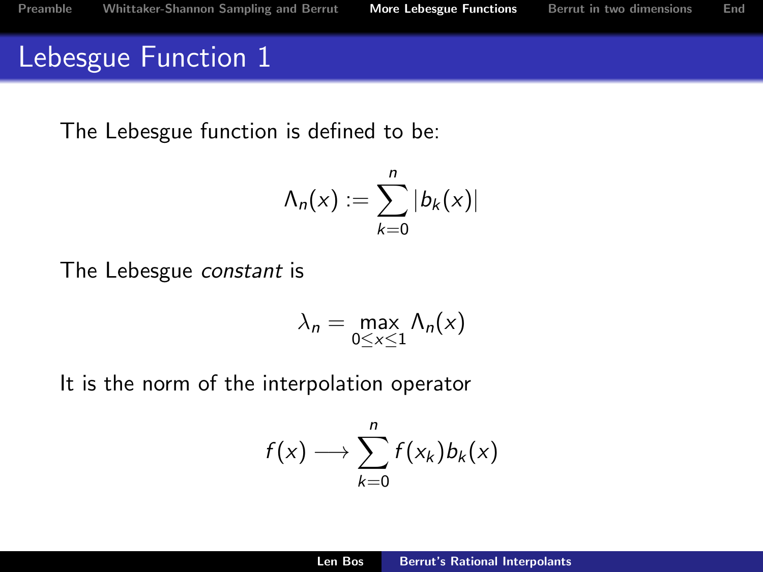# Lebesgue Function 1

The Lebesgue function is defined to be:

$$\Lambda_n(x) := \sum_{k=0}^{n} |b_k(x)|$$

The Lebesgue *constant* is

$$\lambda_n = \max_{0 \le x \le 1} \Lambda_n(x)$$

It is the norm of the interpolation operator

$$f(x) \longrightarrow \sum_{k=0}^{n} f(x_k) b_k(x)$$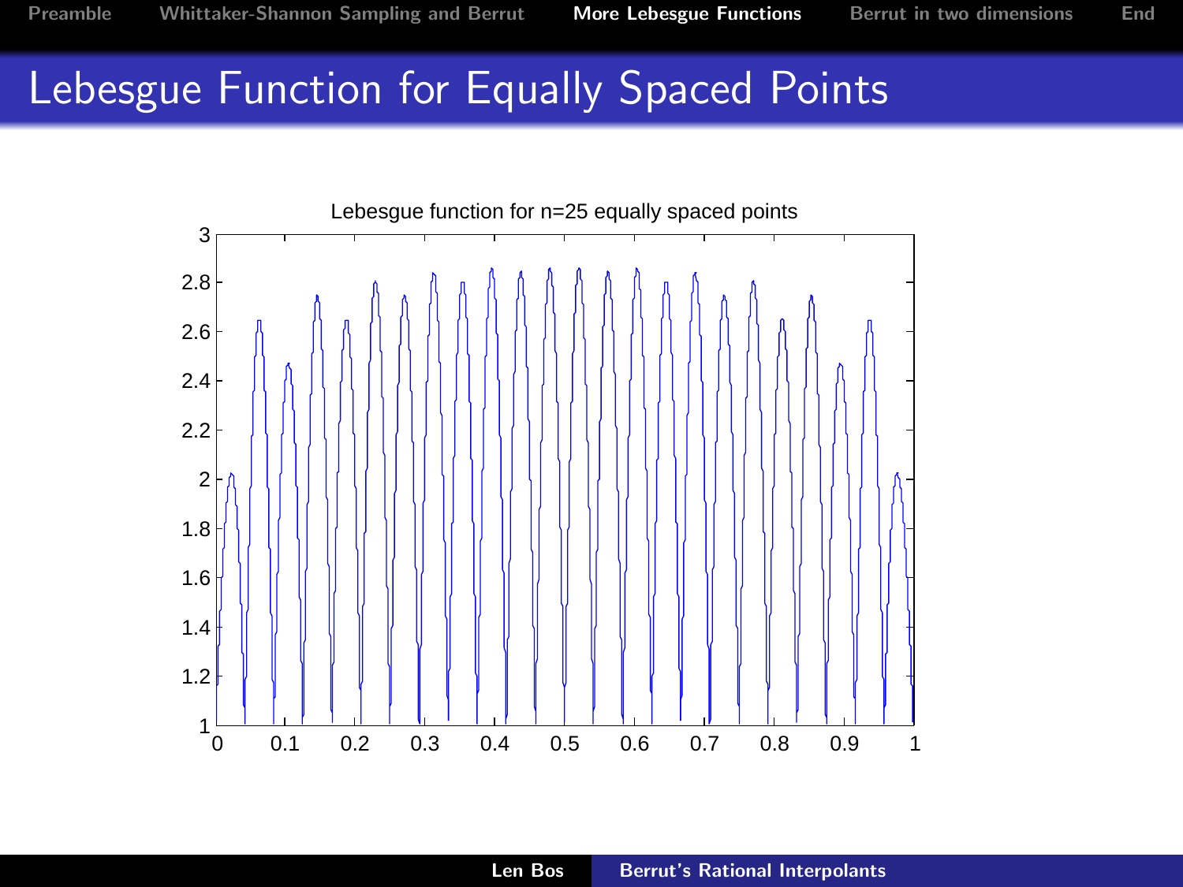# Lebesgue Function for Equally Spaced Points

Lebesgue function for n=25 equally spaced points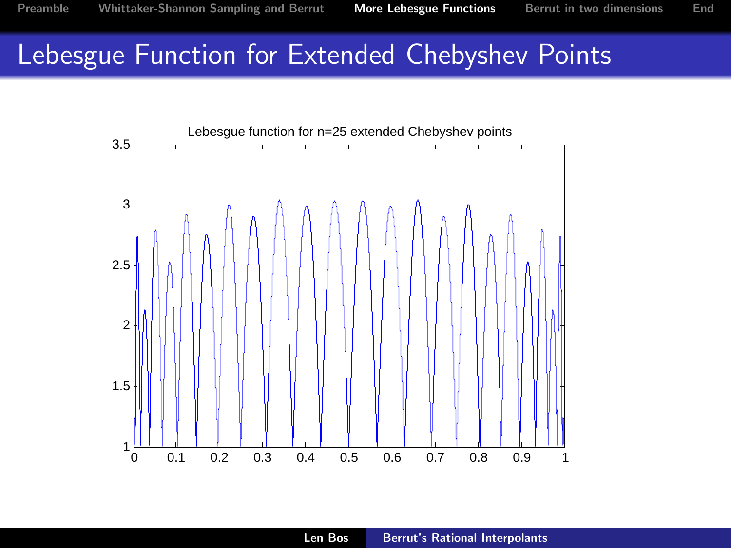# Lebesgue Function for Extended Chebyshev Points

Lebesgue function for n=25 extended Chebyshev points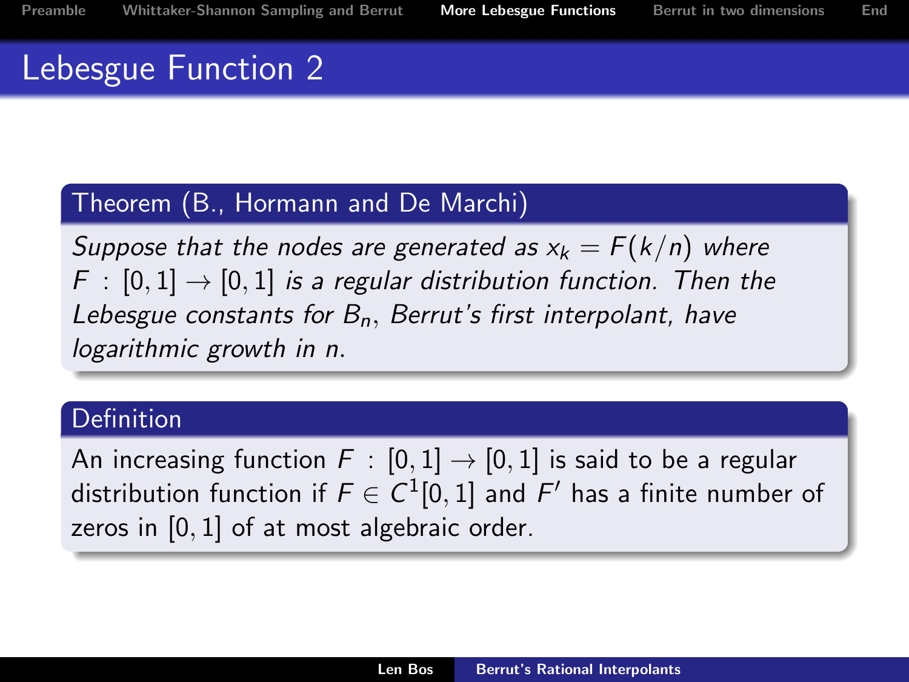# Lebesgue Function 2

**Theorem (B., Hormann and De Marchi)**

*Suppose that the nodes are generated as $x_k = F(k/n)$ where $F : [0,1] \to [0,1]$ is a regular distribution function. Then the Lebesgue constants for $B_n$, Berrut's first interpolant, have logarithmic growth in $n$.*

**Definition**

An increasing function $F : [0,1] \to [0,1]$ is said to be a regular distribution function if $F \in C^1[0,1]$ and $F'$ has a finite number of zeros in $[0,1]$ of at most algebraic order.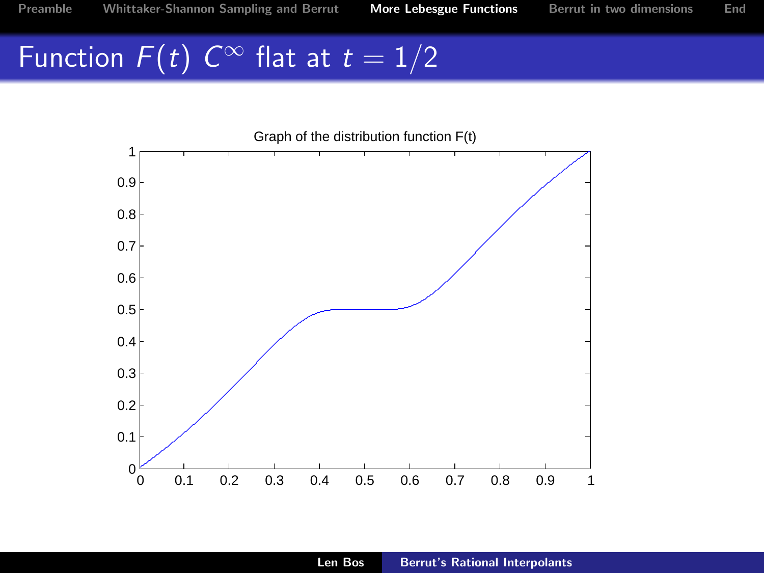# Function $F(t)$ $C^\infty$ flat at $t = 1/2$

Graph of the distribution function F(t)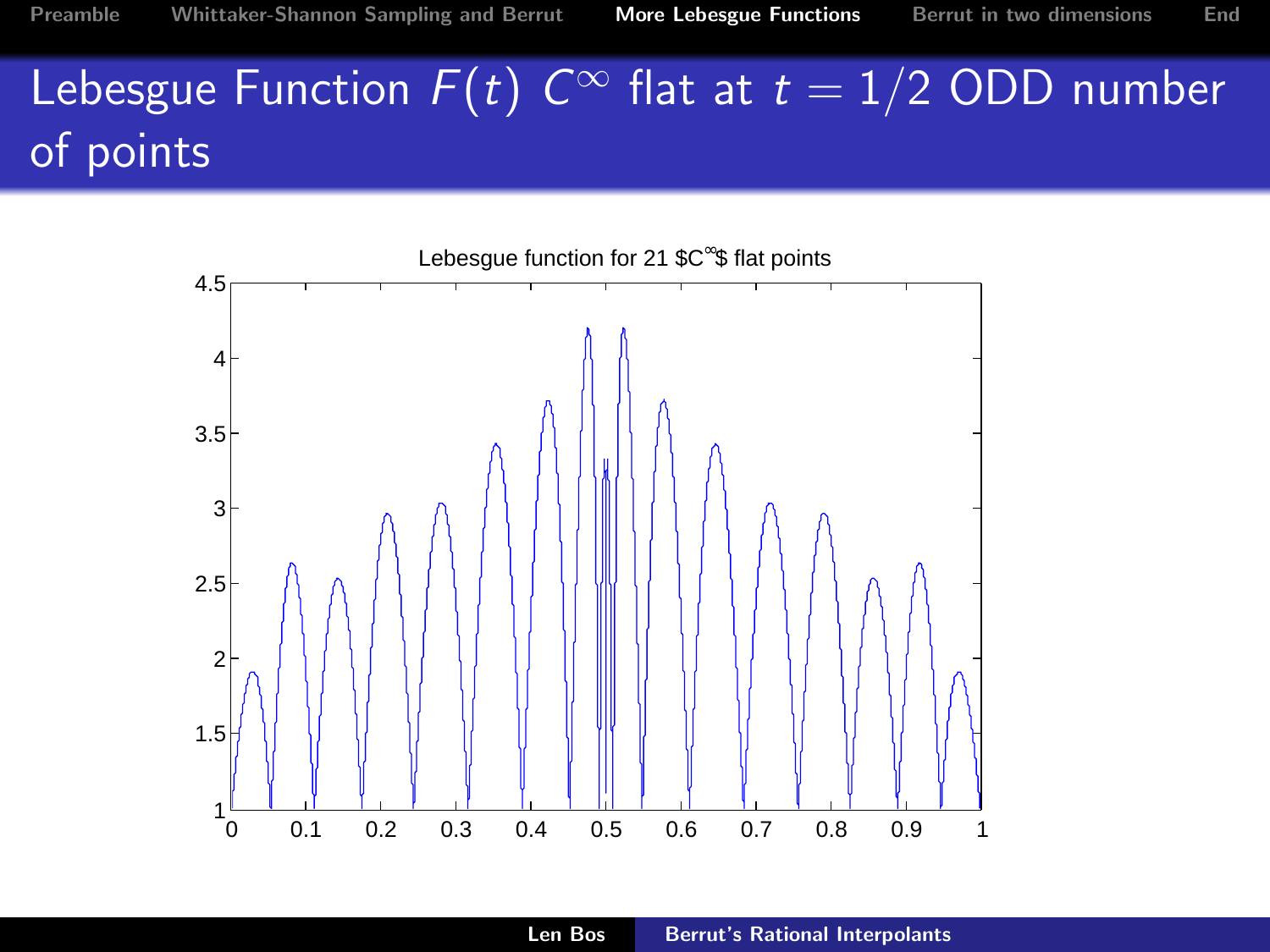# Lebesgue Function $F(t)$ $C^\infty$ flat at $t = 1/2$ ODD number of points

Lebesgue function for 21 $C^∞$ flat points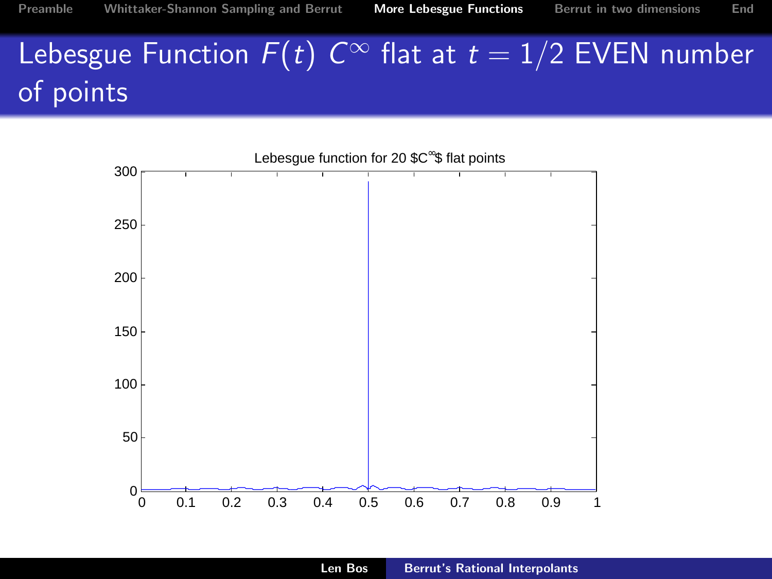# Lebesgue Function $F(t)$ $C^\infty$ flat at $t = 1/2$ EVEN number of points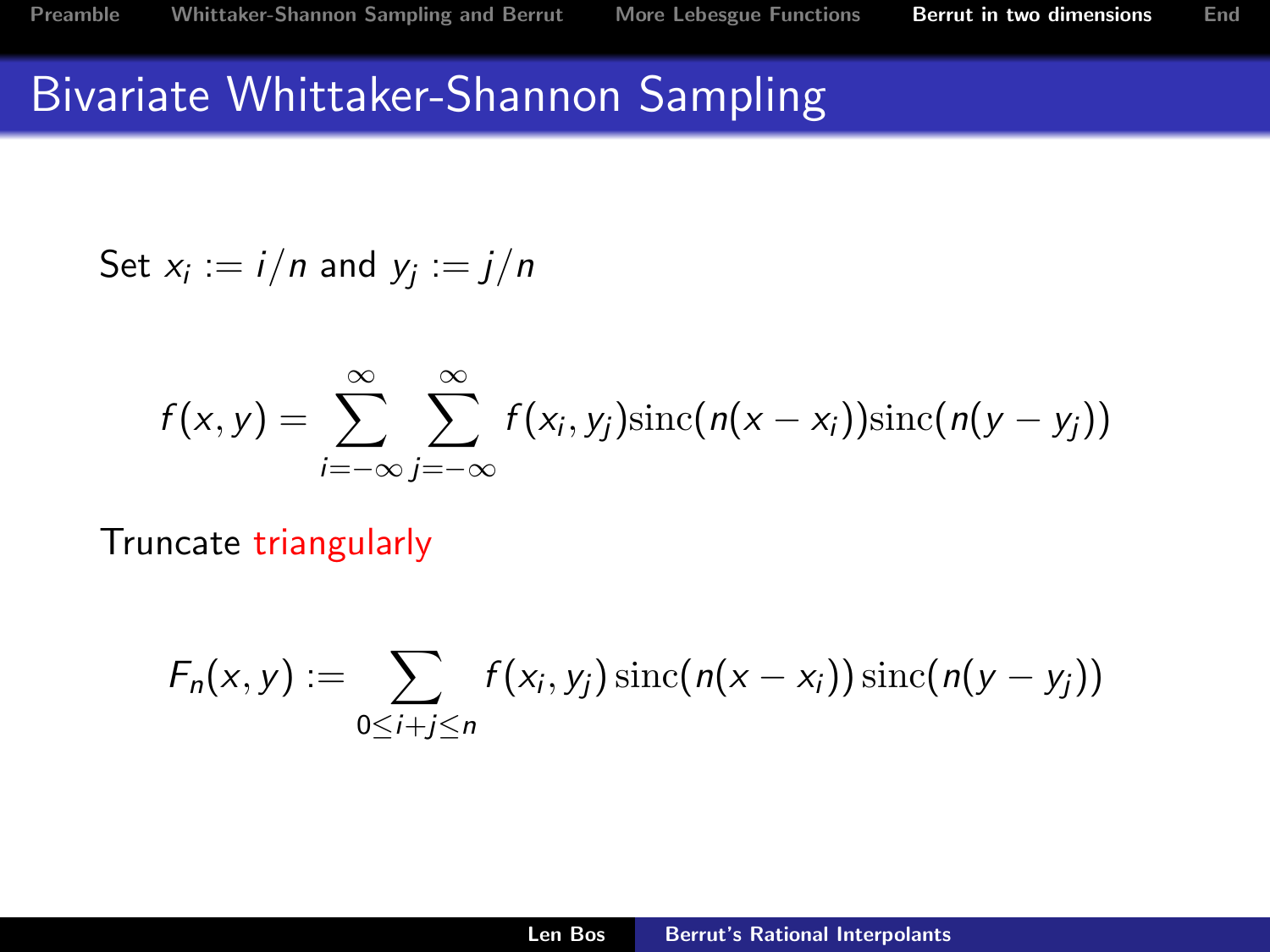# Bivariate Whittaker-Shannon Sampling

Set $x_i := i/n$ and $y_j := j/n$

$$f(x,y) = \sum_{i=-\infty}^{\infty} \sum_{j=-\infty}^{\infty} f(x_i, y_j)\mathrm{sinc}(n(x - x_i))\mathrm{sinc}(n(y - y_j))$$

Truncate triangularly

$$F_n(x,y) := \sum_{0 \le i+j \le n} f(x_i, y_j)\,\mathrm{sinc}(n(x - x_i))\,\mathrm{sinc}(n(y - y_j))$$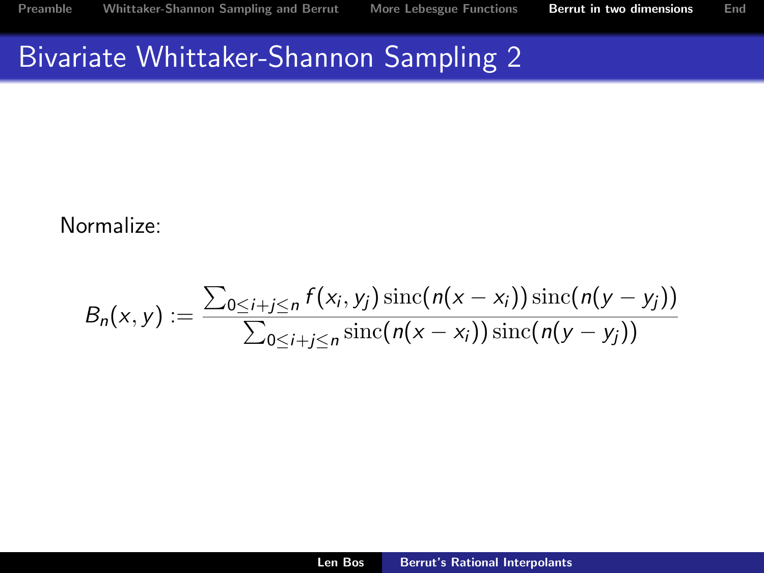# Bivariate Whittaker-Shannon Sampling 2

Normalize:

$$B_n(x,y) := \frac{\sum_{0\le i+j\le n} f(x_i,y_j)\,\mathrm{sinc}(n(x-x_i))\,\mathrm{sinc}(n(y-y_j))}{\sum_{0\le i+j\le n} \mathrm{sinc}(n(x-x_i))\,\mathrm{sinc}(n(y-y_j))}$$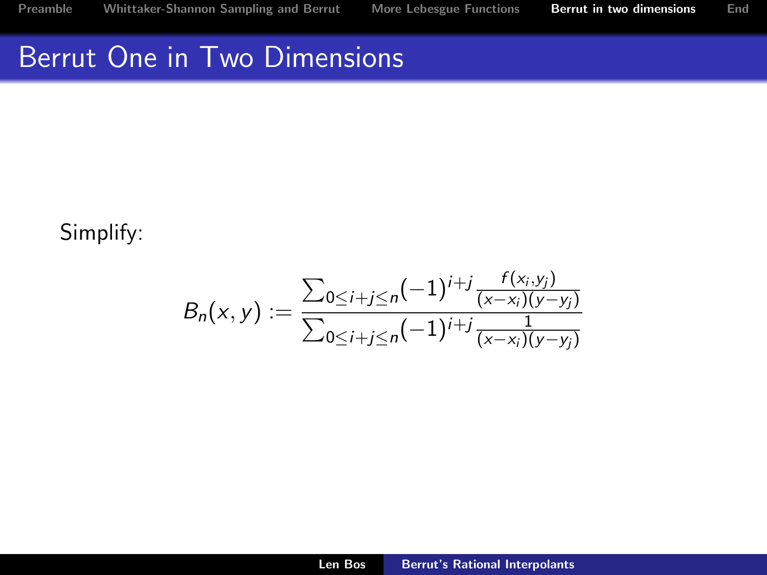# Berrut One in Two Dimensions

Simplify:

$$B_n(x,y) := \frac{\sum_{0\le i+j\le n}(-1)^{i+j}\frac{f(x_i,y_j)}{(x-x_i)(y-y_j)}}{\sum_{0\le i+j\le n}(-1)^{i+j}\frac{1}{(x-x_i)(y-y_j)}}$$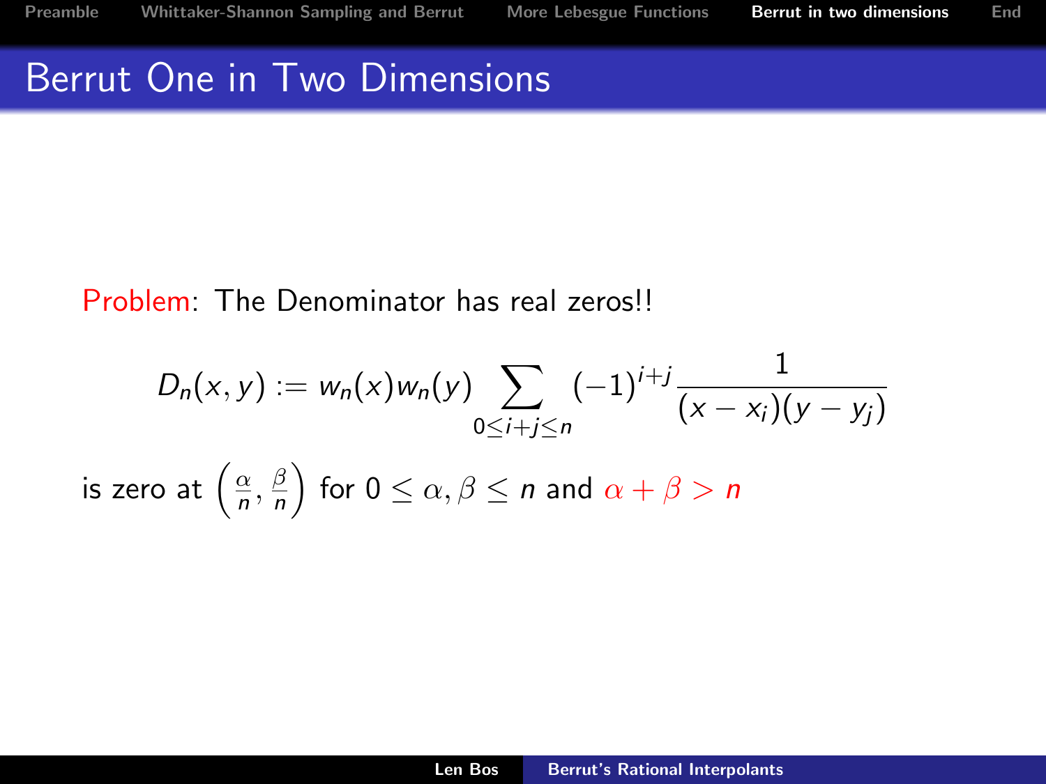# Berrut One in Two Dimensions

Problem: The Denominator has real zeros!!

$$D_n(x,y) := w_n(x)w_n(y) \sum_{0\le i+j\le n} (-1)^{i+j} \frac{1}{(x-x_i)(y-y_j)}$$

is zero at $\left(\frac{\alpha}{n}, \frac{\beta}{n}\right)$ for $0 \le \alpha, \beta \le n$ and $\alpha + \beta > n$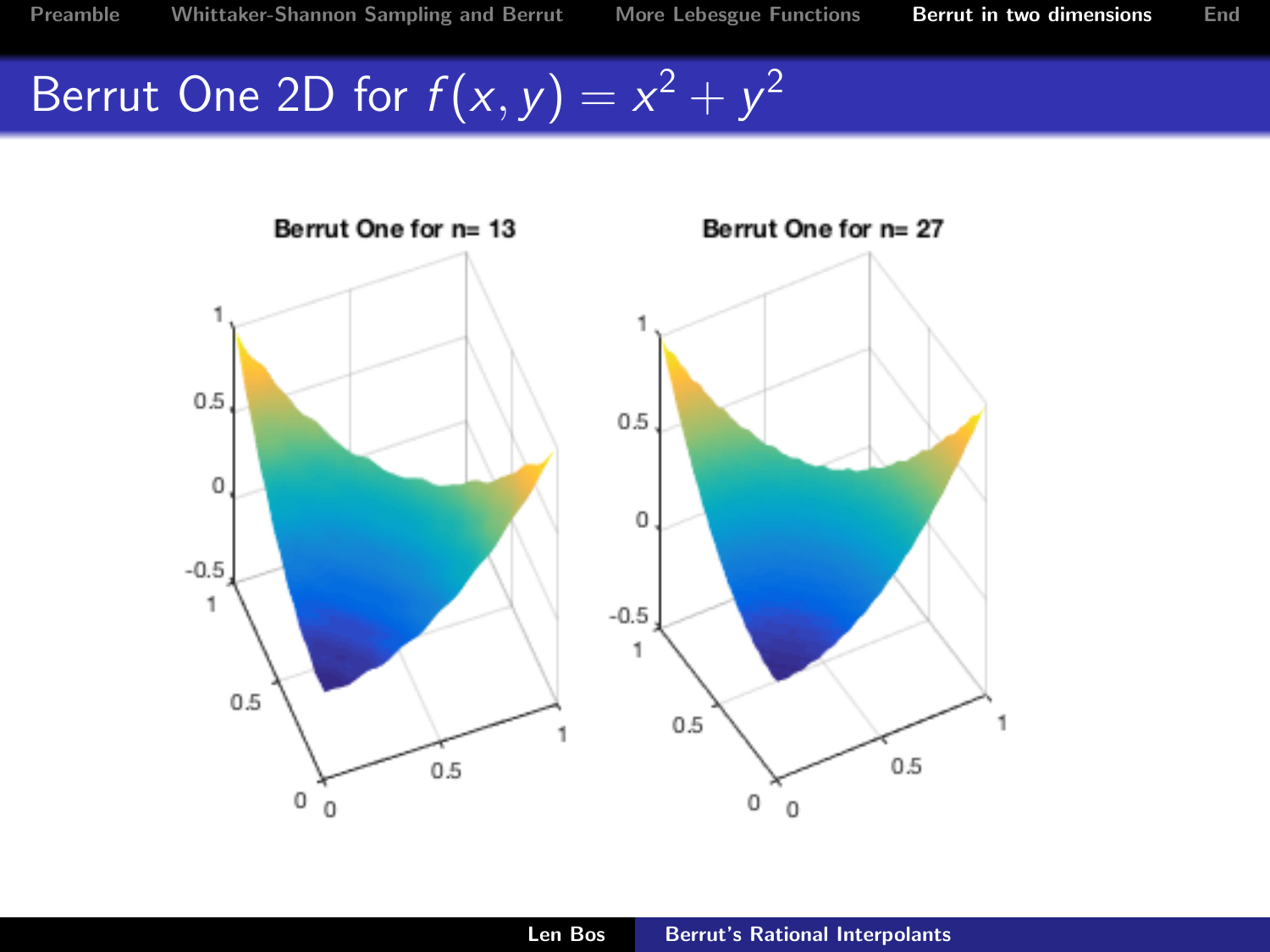# Berrut One 2D for $f(x, y) = x^2 + y^2$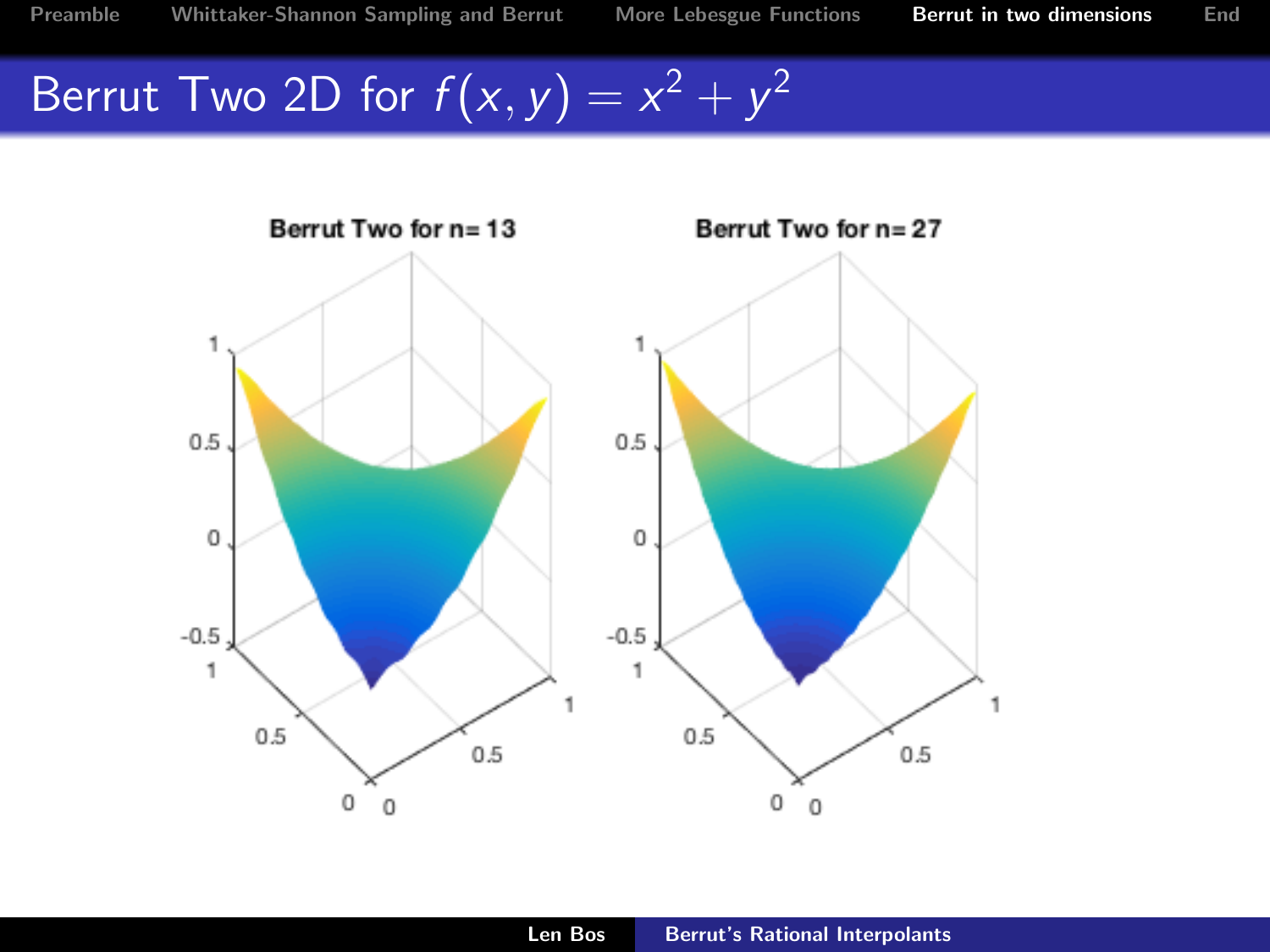# Berrut Two 2D for $f(x, y) = x^2 + y^2$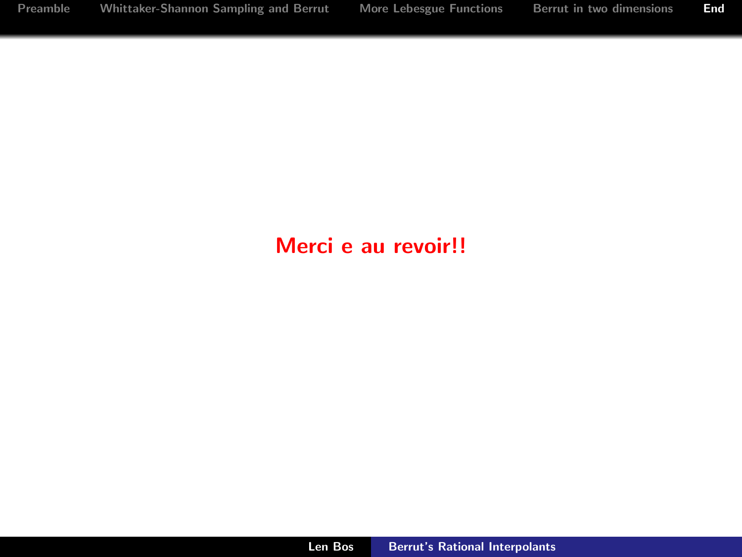**Merci e au revoir!!**